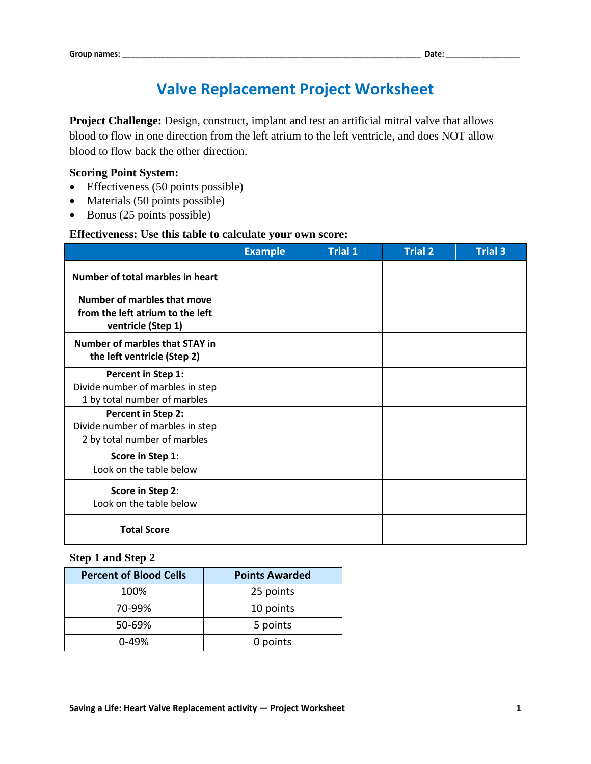Group names: \_\_\_\_\_\_\_\_\_\_\_\_\_\_\_\_\_\_\_\_\_\_\_\_\_\_\_\_\_\_\_\_\_\_\_\_\_\_\_\_\_\_\_\_\_\_\_\_\_\_\_\_\_\_\_\_\_\_\_\_\_\_\_\_ Date: \_\_\_\_\_\_\_\_\_\_\_\_\_\_\_\_\_\_\_\_

# Valve Replacement Project Worksheet

**Project Challenge:** Design, construct, implant and test an artificial mitral valve that allows blood to flow in one direction from the left atrium to the left ventricle, and does NOT allow blood to flow back the other direction.

**Scoring Point System:**

- Effectiveness (50 points possible)
- Materials (50 points possible)
- Bonus (25 points possible)

**Effectiveness: Use this table to calculate your own score:**

| | Example | Trial 1 | Trial 2 | Trial 3 |
|---|---|---|---|---|
| **Number of total marbles in heart** | | | | |
| **Number of marbles that move from the left atrium to the left ventricle (Step 1)** | | | | |
| **Number of marbles that STAY in the left ventricle (Step 2)** | | | | |
| **Percent in Step 1:** Divide number of marbles in step 1 by total number of marbles | | | | |
| **Percent in Step 2:** Divide number of marbles in step 2 by total number of marbles | | | | |
| **Score in Step 1:** Look on the table below | | | | |
| **Score in Step 2:** Look on the table below | | | | |
| **Total Score** | | | | |

**Step 1 and Step 2**

| Percent of Blood Cells | Points Awarded |
|---|---|
| 100% | 25 points |
| 70-99% | 10 points |
| 50-69% | 5 points |
| 0-49% | 0 points |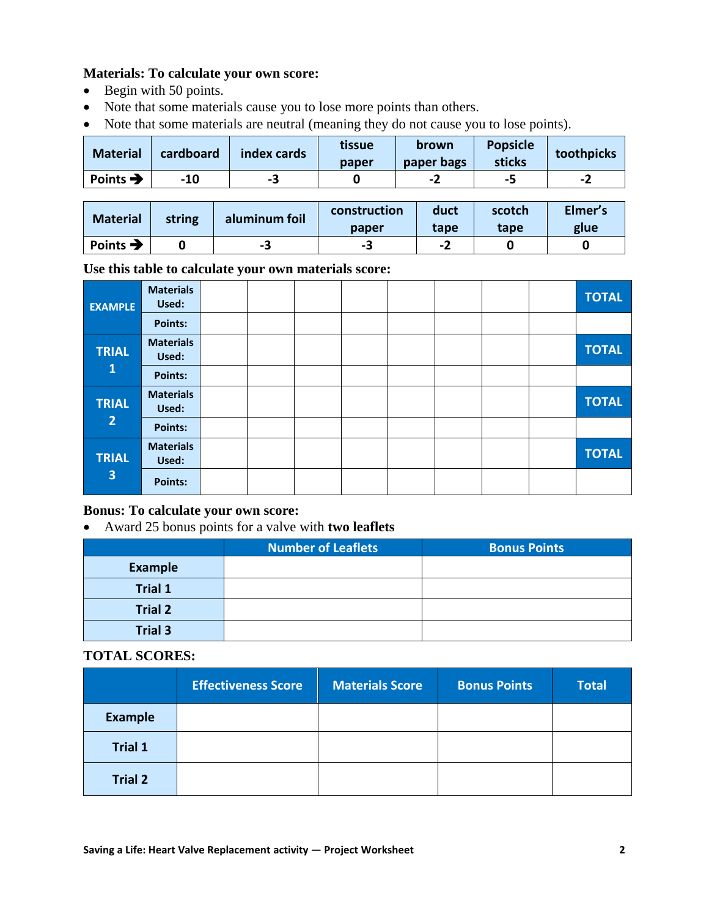**Materials: To calculate your own score:**

- Begin with 50 points.
- Note that some materials cause you to lose more points than others.
- Note that some materials are neutral (meaning they do not cause you to lose points).

| Material | cardboard | index cards | tissue paper | brown paper bags | Popsicle sticks | toothpicks |
|---|---|---|---|---|---|---|
| Points → | -10 | -3 | 0 | -2 | -5 | -2 |

| Material | string | aluminum foil | construction paper | duct tape | scotch tape | Elmer's glue |
|---|---|---|---|---|---|---|
| Points → | 0 | -3 | -3 | -2 | 0 | 0 |

**Use this table to calculate your own materials score:**

| | | | | | | | | | | |
|---|---|---|---|---|---|---|---|---|---|---|
| EXAMPLE | Materials Used: | | | | | | | | | TOTAL |
| | Points: | | | | | | | | | |
| TRIAL 1 | Materials Used: | | | | | | | | | TOTAL |
| | Points: | | | | | | | | | |
| TRIAL 2 | Materials Used: | | | | | | | | | TOTAL |
| | Points: | | | | | | | | | |
| TRIAL 3 | Materials Used: | | | | | | | | | TOTAL |
| | Points: | | | | | | | | | |

**Bonus: To calculate your own score:**

- Award 25 bonus points for a valve with **two leaflets**

| | Number of Leaflets | Bonus Points |
|---|---|---|
| Example | | |
| Trial 1 | | |
| Trial 2 | | |
| Trial 3 | | |

**TOTAL SCORES:**

| | Effectiveness Score | Materials Score | Bonus Points | Total |
|---|---|---|---|---|
| Example | | | | |
| Trial 1 | | | | |
| Trial 2 | | | | |